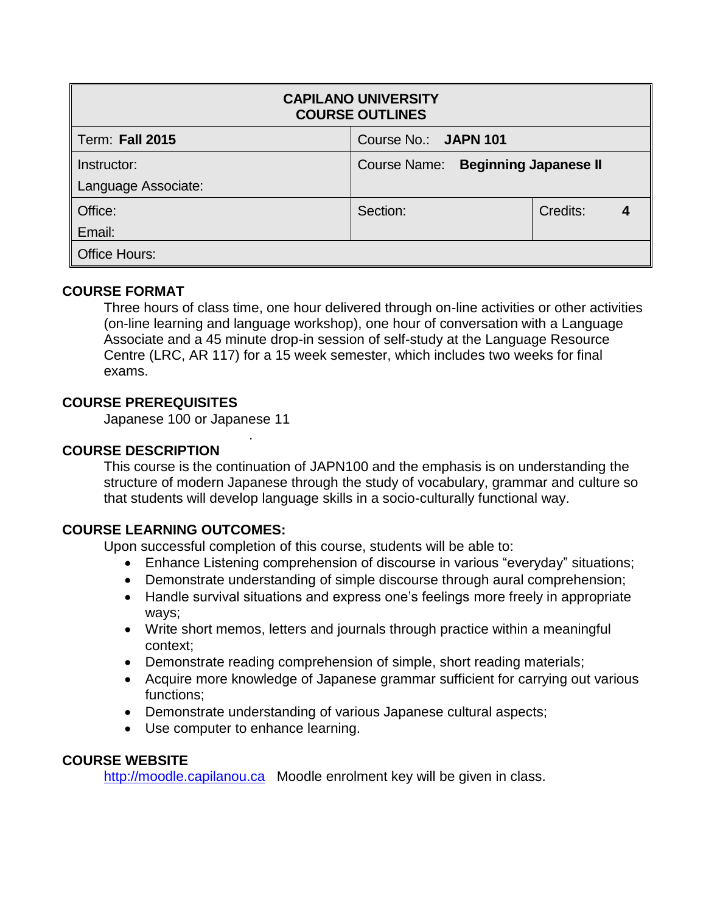| CAPILANO UNIVERSITY<br>COURSE OUTLINES | | |
|---|---|---|
| Term: **Fall 2015** | Course No.: **JAPN 101** | |
| Instructor:<br>Language Associate: | Course Name: **Beginning Japanese II** | |
| Office:<br>Email: | Section: | Credits: **4** |
| Office Hours: | | |

## COURSE FORMAT

Three hours of class time, one hour delivered through on-line activities or other activities (on-line learning and language workshop), one hour of conversation with a Language Associate and a 45 minute drop-in session of self-study at the Language Resource Centre (LRC, AR 117) for a 15 week semester, which includes two weeks for final exams.

## COURSE PREREQUISITES

Japanese 100 or Japanese 11

## COURSE DESCRIPTION

This course is the continuation of JAPN100 and the emphasis is on understanding the structure of modern Japanese through the study of vocabulary, grammar and culture so that students will develop language skills in a socio-culturally functional way.

## COURSE LEARNING OUTCOMES:

Upon successful completion of this course, students will be able to:

- Enhance Listening comprehension of discourse in various "everyday" situations;
- Demonstrate understanding of simple discourse through aural comprehension;
- Handle survival situations and express one's feelings more freely in appropriate ways;
- Write short memos, letters and journals through practice within a meaningful context;
- Demonstrate reading comprehension of simple, short reading materials;
- Acquire more knowledge of Japanese grammar sufficient for carrying out various functions;
- Demonstrate understanding of various Japanese cultural aspects;
- Use computer to enhance learning.

## COURSE WEBSITE

http://moodle.capilanou.ca   Moodle enrolment key will be given in class.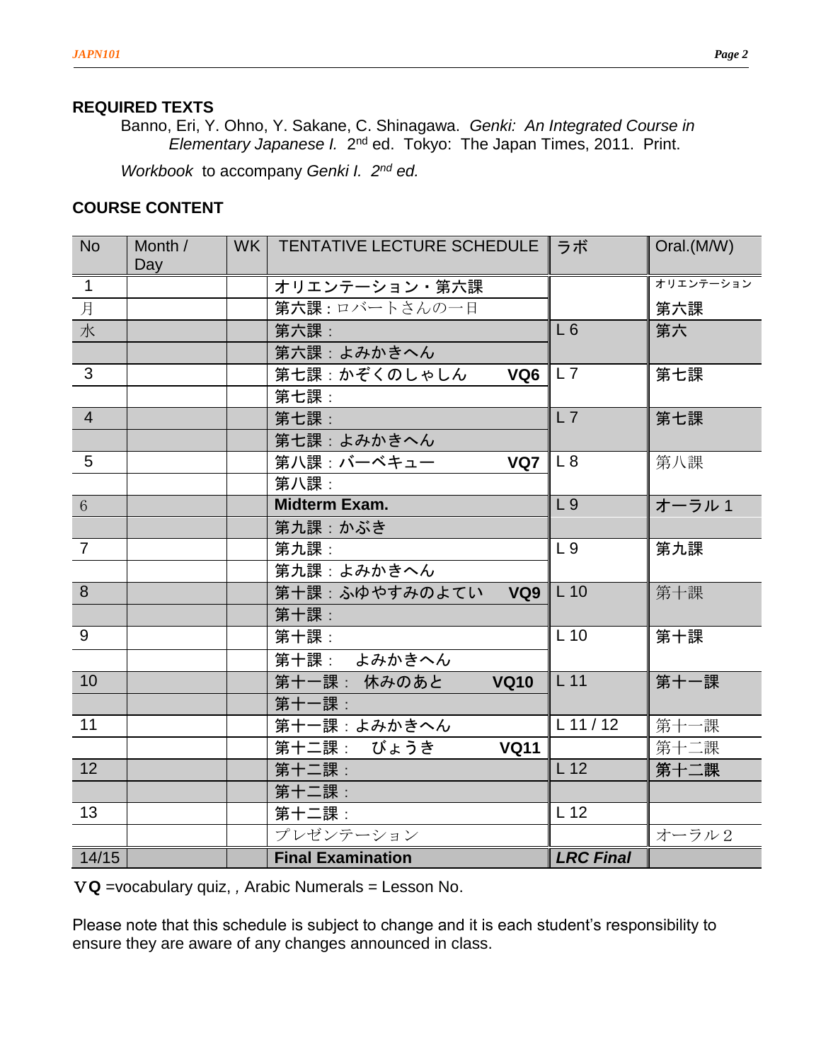## REQUIRED TEXTS

Banno, Eri, Y. Ohno, Y. Sakane, C. Shinagawa. *Genki: An Integrated Course in Elementary Japanese I.* 2nd ed. Tokyo: The Japan Times, 2011. Print.

*Workbook* to accompany *Genki I. 2nd ed.*

## COURSE CONTENT

| No | Month / Day | WK | TENTATIVE LECTURE SCHEDULE | ラボ | Oral.(M/W) |
|---|---|---|---|---|---|
| 1 | | | オリエンテーション・第六課 | | オリエンテーション |
| 月 | | | 第六課：ロバートさんの一日 | | 第六課 |
| 水 | | | 第六課： | L 6 | 第六 |
| | | | 第六課：よみかきへん | | |
| 3 | | | 第七課：かぞくのしゃしん **VQ6** | L 7 | 第七課 |
| | | | 第七課： | | |
| 4 | | | 第七課： | L 7 | 第七課 |
| | | | 第七課：よみかきへん | | |
| 5 | | | 第八課：バーベキュー **VQ7** | L 8 | 第八課 |
| | | | 第八課： | | |
| 6 | | | **Midterm Exam.** | L 9 | オーラル 1 |
| | | | 第九課：かぶき | | |
| 7 | | | 第九課： | L 9 | 第九課 |
| | | | 第九課：よみかきへん | | |
| 8 | | | 第十課：ふゆやすみのよてい **VQ9** | L 10 | 第十課 |
| | | | 第十課： | | |
| 9 | | | 第十課： | L 10 | 第十課 |
| | | | 第十課： よみかきへん | | |
| 10 | | | 第十一課： 休みのあと **VQ10** | L 11 | 第十一課 |
| | | | 第十一課： | | |
| 11 | | | 第十一課：よみかきへん | L 11 / 12 | 第十一課 |
| | | | 第十二課： びょうき **VQ11** | | 第十二課 |
| 12 | | | 第十二課： | L 12 | 第十二課 |
| | | | 第十二課： | | |
| 13 | | | 第十二課： | L 12 | |
| | | | プレゼンテーション | | オーラル２ |
| 14/15 | | | **Final Examination** | ***LRC Final*** | |

**VQ** =vocabulary quiz, , Arabic Numerals = Lesson No.

Please note that this schedule is subject to change and it is each student's responsibility to ensure they are aware of any changes announced in class.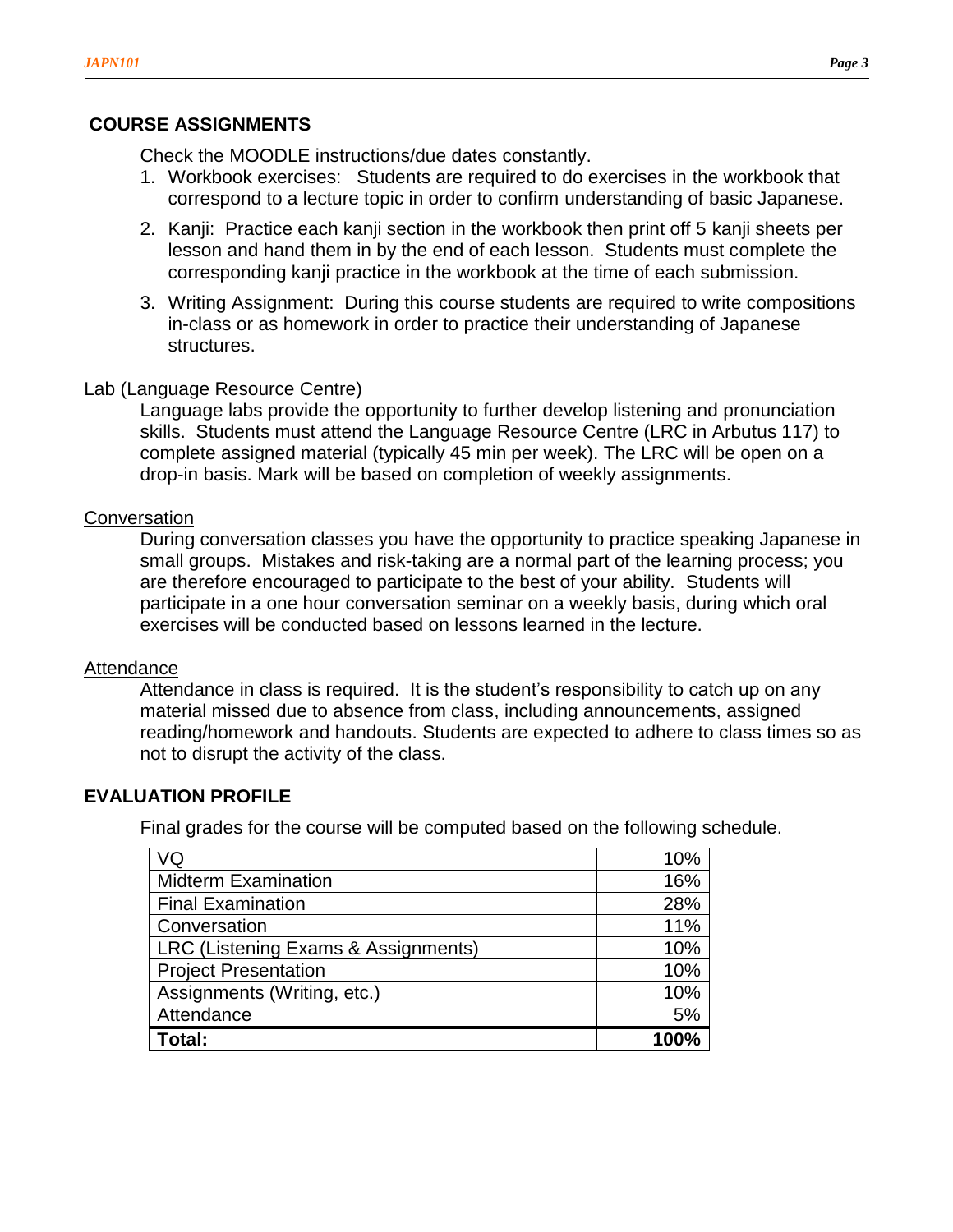## COURSE ASSIGNMENTS

Check the MOODLE instructions/due dates constantly.

1. Workbook exercises: Students are required to do exercises in the workbook that correspond to a lecture topic in order to confirm understanding of basic Japanese.
2. Kanji: Practice each kanji section in the workbook then print off 5 kanji sheets per lesson and hand them in by the end of each lesson. Students must complete the corresponding kanji practice in the workbook at the time of each submission.
3. Writing Assignment: During this course students are required to write compositions in-class or as homework in order to practice their understanding of Japanese structures.

### Lab (Language Resource Centre)

Language labs provide the opportunity to further develop listening and pronunciation skills. Students must attend the Language Resource Centre (LRC in Arbutus 117) to complete assigned material (typically 45 min per week). The LRC will be open on a drop-in basis. Mark will be based on completion of weekly assignments.

### Conversation

During conversation classes you have the opportunity to practice speaking Japanese in small groups. Mistakes and risk-taking are a normal part of the learning process; you are therefore encouraged to participate to the best of your ability. Students will participate in a one hour conversation seminar on a weekly basis, during which oral exercises will be conducted based on lessons learned in the lecture.

### Attendance

Attendance in class is required. It is the student's responsibility to catch up on any material missed due to absence from class, including announcements, assigned reading/homework and handouts. Students are expected to adhere to class times so as not to disrupt the activity of the class.

## EVALUATION PROFILE

Final grades for the course will be computed based on the following schedule.

| Component | Weight |
|---|---:|
| VQ | 10% |
| Midterm Examination | 16% |
| Final Examination | 28% |
| Conversation | 11% |
| LRC (Listening Exams & Assignments) | 10% |
| Project Presentation | 10% |
| Assignments (Writing, etc.) | 10% |
| Attendance | 5% |
| **Total:** | **100%** |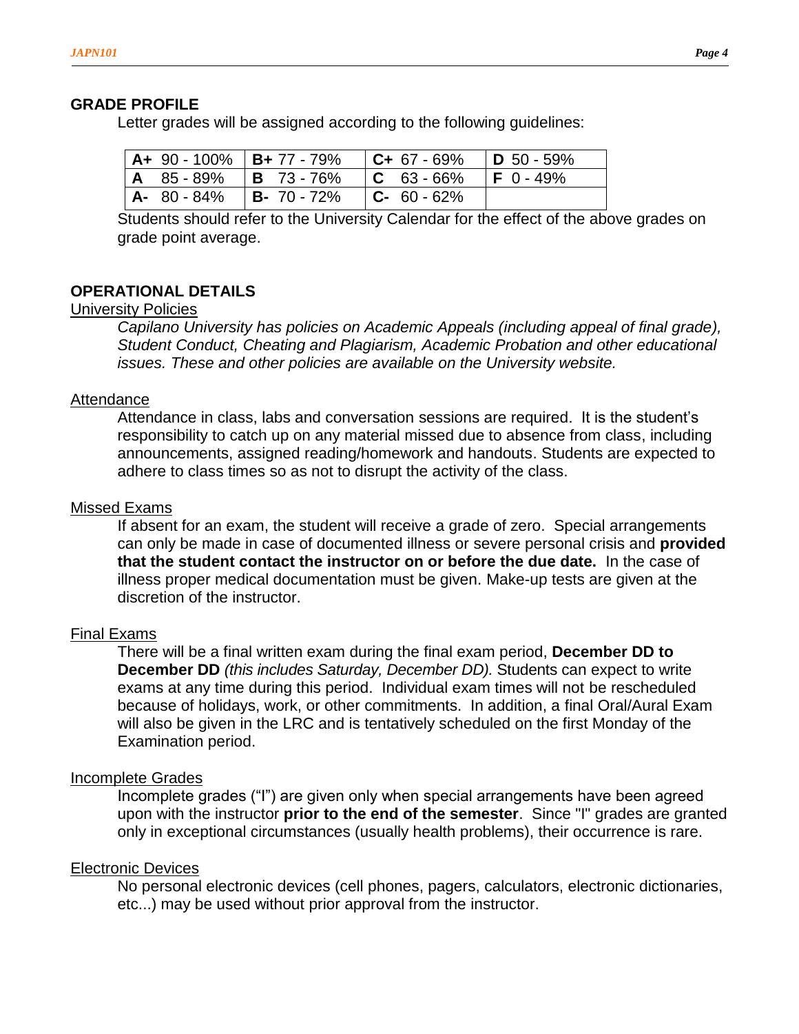## GRADE PROFILE

Letter grades will be assigned according to the following guidelines:

| | | | |
|---|---|---|---|
| **A+** 90 - 100% | **B+** 77 - 79% | **C+** 67 - 69% | **D** 50 - 59% |
| **A** 85 - 89% | **B** 73 - 76% | **C** 63 - 66% | **F** 0 - 49% |
| **A-** 80 - 84% | **B-** 70 - 72% | **C-** 60 - 62% | |

Students should refer to the University Calendar for the effect of the above grades on grade point average.

## OPERATIONAL DETAILS

University Policies

*Capilano University has policies on Academic Appeals (including appeal of final grade), Student Conduct, Cheating and Plagiarism, Academic Probation and other educational issues. These and other policies are available on the University website.*

Attendance

Attendance in class, labs and conversation sessions are required. It is the student's responsibility to catch up on any material missed due to absence from class, including announcements, assigned reading/homework and handouts. Students are expected to adhere to class times so as not to disrupt the activity of the class.

Missed Exams

If absent for an exam, the student will receive a grade of zero. Special arrangements can only be made in case of documented illness or severe personal crisis and **provided that the student contact the instructor on or before the due date.** In the case of illness proper medical documentation must be given. Make-up tests are given at the discretion of the instructor.

Final Exams

There will be a final written exam during the final exam period, **December DD to December DD** *(this includes Saturday, December DD).* Students can expect to write exams at any time during this period. Individual exam times will not be rescheduled because of holidays, work, or other commitments. In addition, a final Oral/Aural Exam will also be given in the LRC and is tentatively scheduled on the first Monday of the Examination period.

Incomplete Grades

Incomplete grades ("I") are given only when special arrangements have been agreed upon with the instructor **prior to the end of the semester**. Since "I" grades are granted only in exceptional circumstances (usually health problems), their occurrence is rare.

Electronic Devices

No personal electronic devices (cell phones, pagers, calculators, electronic dictionaries, etc...) may be used without prior approval from the instructor.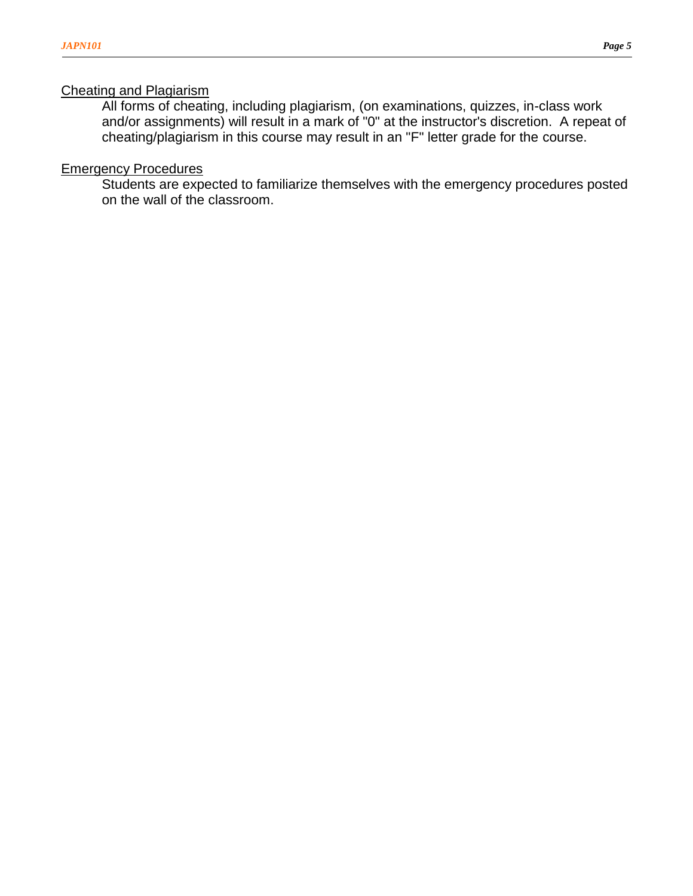## Cheating and Plagiarism

All forms of cheating, including plagiarism, (on examinations, quizzes, in-class work and/or assignments) will result in a mark of "0" at the instructor's discretion. A repeat of cheating/plagiarism in this course may result in an "F" letter grade for the course.

## Emergency Procedures

Students are expected to familiarize themselves with the emergency procedures posted on the wall of the classroom.